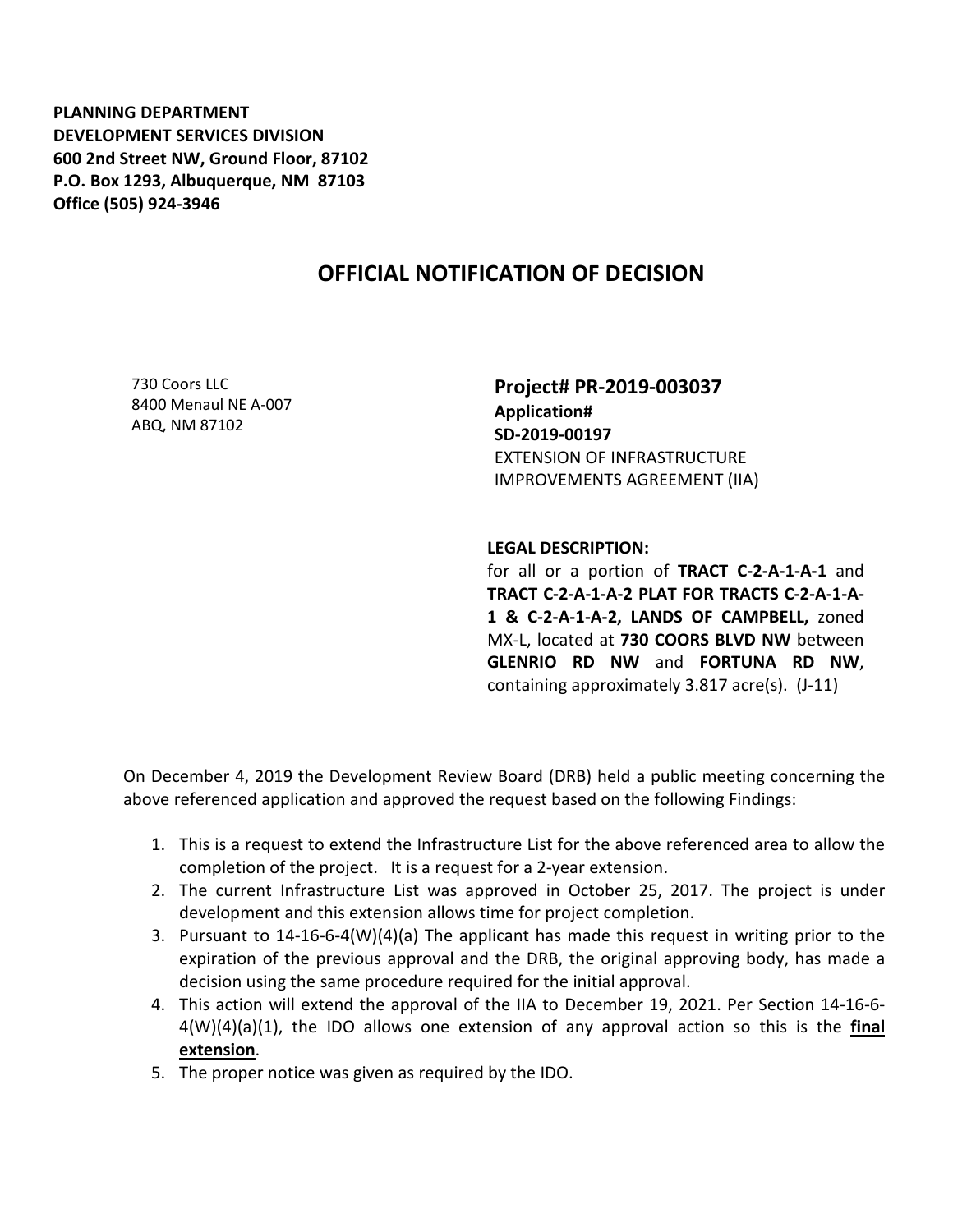**PLANNING DEPARTMENT**
**DEVELOPMENT SERVICES DIVISION**
**600 2nd Street NW, Ground Floor, 87102**
**P.O. Box 1293, Albuquerque, NM 87103**
**Office (505) 924-3946**

# OFFICIAL NOTIFICATION OF DECISION

730 Coors LLC
8400 Menaul NE A-007
ABQ, NM 87102

**Project# PR-2019-003037**
**Application#**
**SD-2019-00197**
EXTENSION OF INFRASTRUCTURE IMPROVEMENTS AGREEMENT (IIA)

**LEGAL DESCRIPTION:**
for all or a portion of **TRACT C-2-A-1-A-1** and **TRACT C-2-A-1-A-2 PLAT FOR TRACTS C-2-A-1-A-1 & C-2-A-1-A-2, LANDS OF CAMPBELL,** zoned MX-L, located at **730 COORS BLVD NW** between **GLENRIO RD NW** and **FORTUNA RD NW**, containing approximately 3.817 acre(s). (J-11)

On December 4, 2019 the Development Review Board (DRB) held a public meeting concerning the above referenced application and approved the request based on the following Findings:

1. This is a request to extend the Infrastructure List for the above referenced area to allow the completion of the project. It is a request for a 2-year extension.
2. The current Infrastructure List was approved in October 25, 2017. The project is under development and this extension allows time for project completion.
3. Pursuant to 14-16-6-4(W)(4)(a) The applicant has made this request in writing prior to the expiration of the previous approval and the DRB, the original approving body, has made a decision using the same procedure required for the initial approval.
4. This action will extend the approval of the IIA to December 19, 2021. Per Section 14-16-6-4(W)(4)(a)(1), the IDO allows one extension of any approval action so this is the **final extension**.
5. The proper notice was given as required by the IDO.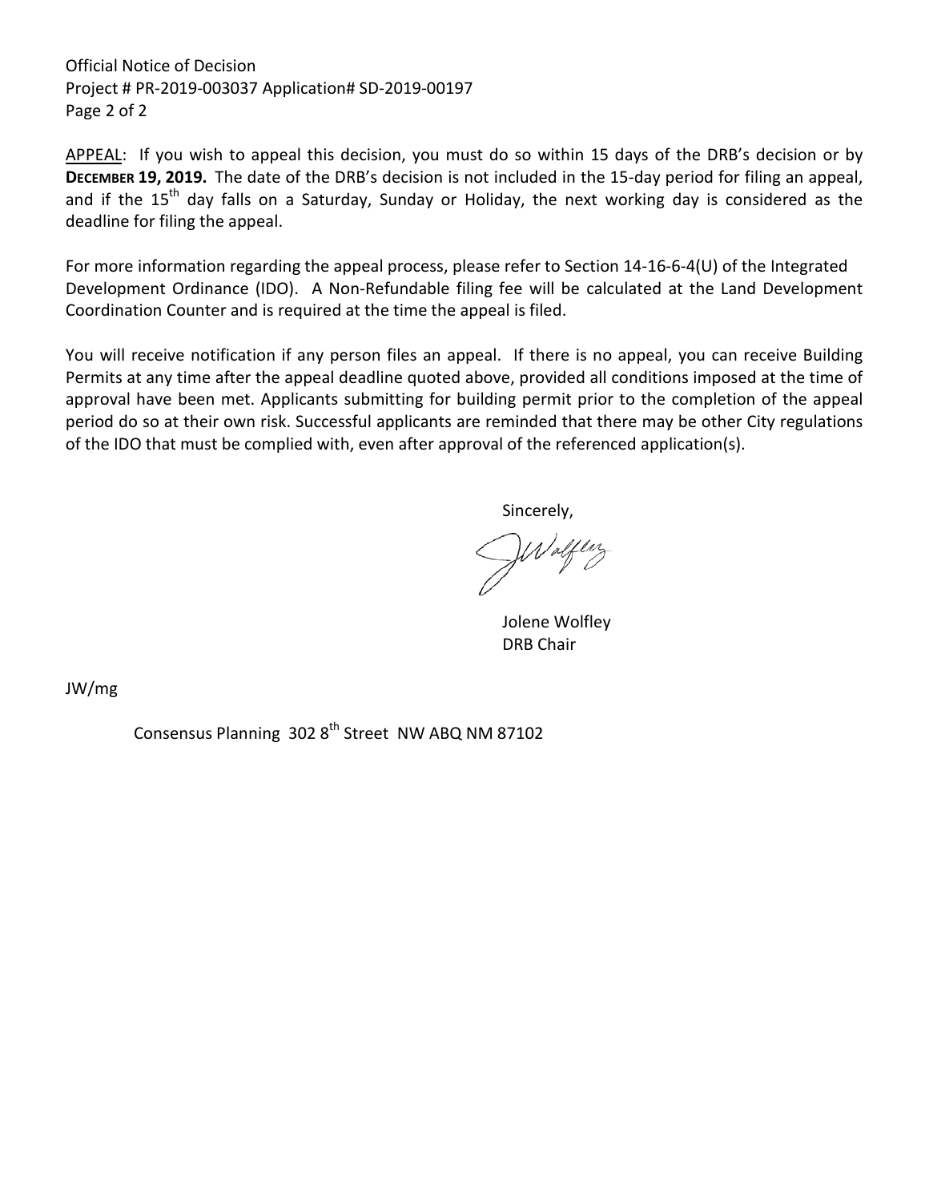Official Notice of Decision
Project # PR-2019-003037 Application# SD-2019-00197

APPEAL: If you wish to appeal this decision, you must do so within 15 days of the DRB's decision or by **DECEMBER 19, 2019.** The date of the DRB's decision is not included in the 15-day period for filing an appeal, and if the 15th day falls on a Saturday, Sunday or Holiday, the next working day is considered as the deadline for filing the appeal.

For more information regarding the appeal process, please refer to Section 14-16-6-4(U) of the Integrated Development Ordinance (IDO). A Non-Refundable filing fee will be calculated at the Land Development Coordination Counter and is required at the time the appeal is filed.

You will receive notification if any person files an appeal. If there is no appeal, you can receive Building Permits at any time after the appeal deadline quoted above, provided all conditions imposed at the time of approval have been met. Applicants submitting for building permit prior to the completion of the appeal period do so at their own risk. Successful applicants are reminded that there may be other City regulations of the IDO that must be complied with, even after approval of the referenced application(s).

Sincerely,

Jolene Wolfley
DRB Chair

JW/mg

Consensus Planning 302 8th Street NW ABQ NM 87102